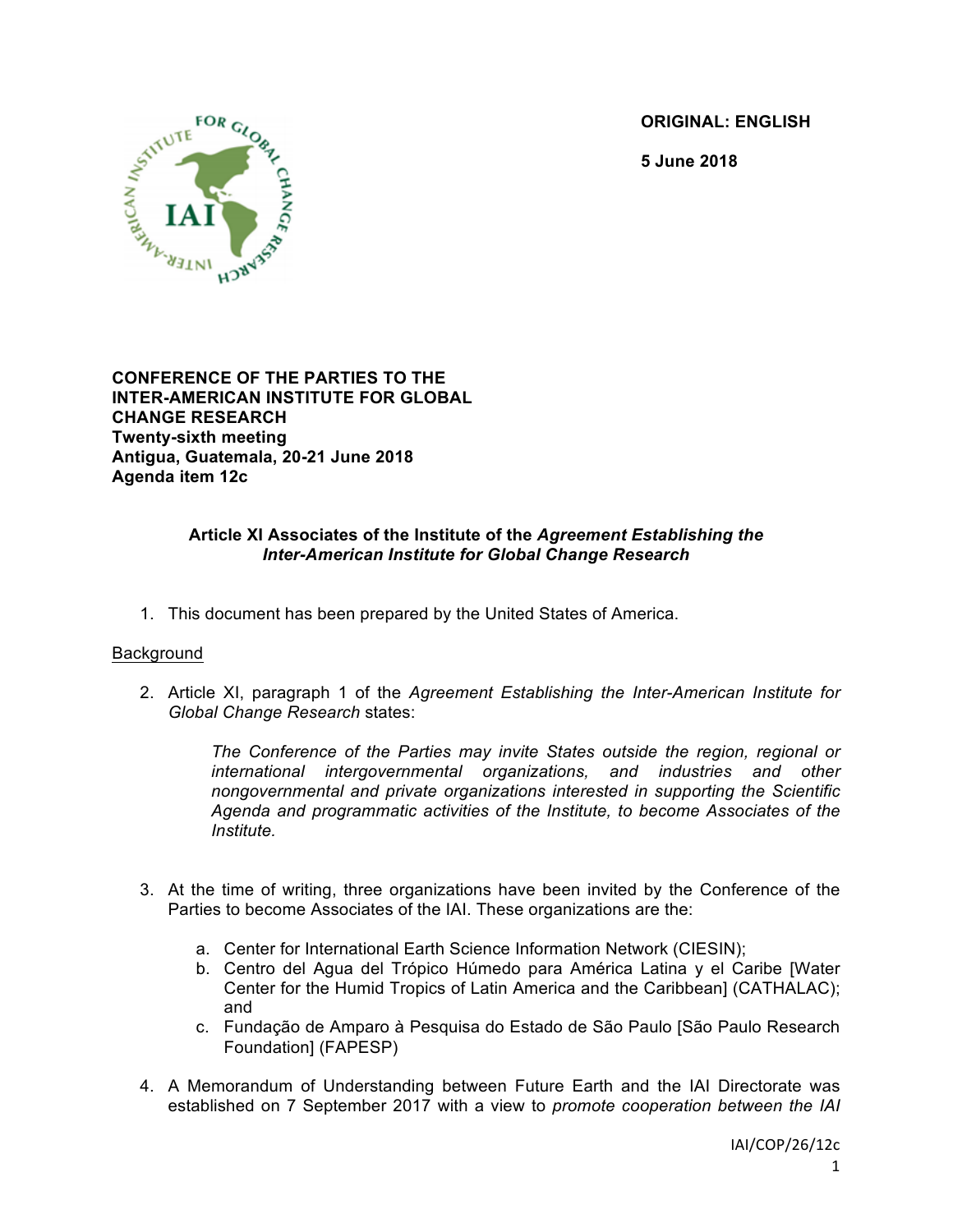**ORIGINAL: ENGLISH**

**5 June 2018**

**CONFERENCE OF THE PARTIES TO THE INTER-AMERICAN INSTITUTE FOR GLOBAL CHANGE RESEARCH**
**Twenty-sixth meeting**
**Antigua, Guatemala, 20-21 June 2018**
**Agenda item 12c**

## Article XI Associates of the Institute of the *Agreement Establishing the Inter-American Institute for Global Change Research*

1. This document has been prepared by the United States of America.

Background

2. Article XI, paragraph 1 of the *Agreement Establishing the Inter-American Institute for Global Change Research* states:

   *The Conference of the Parties may invite States outside the region, regional or international intergovernmental organizations, and industries and other nongovernmental and private organizations interested in supporting the Scientific Agenda and programmatic activities of the Institute, to become Associates of the Institute.*

3. At the time of writing, three organizations have been invited by the Conference of the Parties to become Associates of the IAI. These organizations are the:

   a. Center for International Earth Science Information Network (CIESIN);
   b. Centro del Agua del Trópico Húmedo para América Latina y el Caribe [Water Center for the Humid Tropics of Latin America and the Caribbean] (CATHALAC); and
   c. Fundação de Amparo à Pesquisa do Estado de São Paulo [São Paulo Research Foundation] (FAPESP)

4. A Memorandum of Understanding between Future Earth and the IAI Directorate was established on 7 September 2017 with a view to *promote cooperation between the IAI*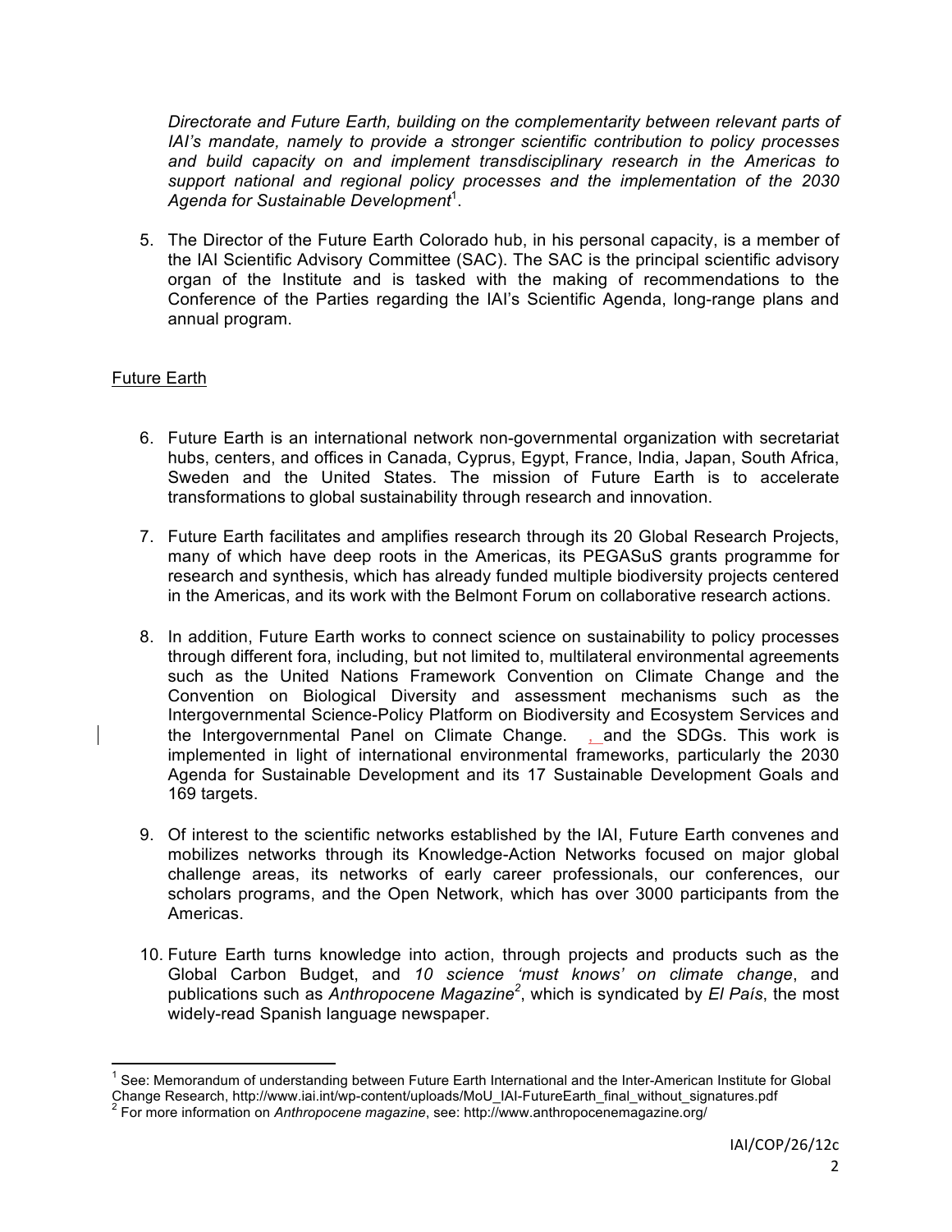*Directorate and Future Earth, building on the complementarity between relevant parts of IAI's mandate, namely to provide a stronger scientific contribution to policy processes and build capacity on and implement transdisciplinary research in the Americas to support national and regional policy processes and the implementation of the 2030 Agenda for Sustainable Development*[1].

5. The Director of the Future Earth Colorado hub, in his personal capacity, is a member of the IAI Scientific Advisory Committee (SAC). The SAC is the principal scientific advisory organ of the Institute and is tasked with the making of recommendations to the Conference of the Parties regarding the IAI's Scientific Agenda, long-range plans and annual program.

Future Earth

6. Future Earth is an international network non-governmental organization with secretariat hubs, centers, and offices in Canada, Cyprus, Egypt, France, India, Japan, South Africa, Sweden and the United States. The mission of Future Earth is to accelerate transformations to global sustainability through research and innovation.

7. Future Earth facilitates and amplifies research through its 20 Global Research Projects, many of which have deep roots in the Americas, its PEGASuS grants programme for research and synthesis, which has already funded multiple biodiversity projects centered in the Americas, and its work with the Belmont Forum on collaborative research actions.

8. In addition, Future Earth works to connect science on sustainability to policy processes through different fora, including, but not limited to, multilateral environmental agreements such as the United Nations Framework Convention on Climate Change and the Convention on Biological Diversity and assessment mechanisms such as the Intergovernmental Science-Policy Platform on Biodiversity and Ecosystem Services and the Intergovernmental Panel on Climate Change. , and the SDGs. This work is implemented in light of international environmental frameworks, particularly the 2030 Agenda for Sustainable Development and its 17 Sustainable Development Goals and 169 targets.

9. Of interest to the scientific networks established by the IAI, Future Earth convenes and mobilizes networks through its Knowledge-Action Networks focused on major global challenge areas, its networks of early career professionals, our conferences, our scholars programs, and the Open Network, which has over 3000 participants from the Americas.

10. Future Earth turns knowledge into action, through projects and products such as the Global Carbon Budget, and *10 science 'must knows' on climate change*, and publications such as *Anthropocene Magazine*[2], which is syndicated by *El País*, the most widely-read Spanish language newspaper.

[1] See: Memorandum of understanding between Future Earth International and the Inter-American Institute for Global Change Research, http://www.iai.int/wp-content/uploads/MoU_IAI-FutureEarth_final_without_signatures.pdf

[2] For more information on *Anthropocene magazine*, see: http://www.anthropocenemagazine.org/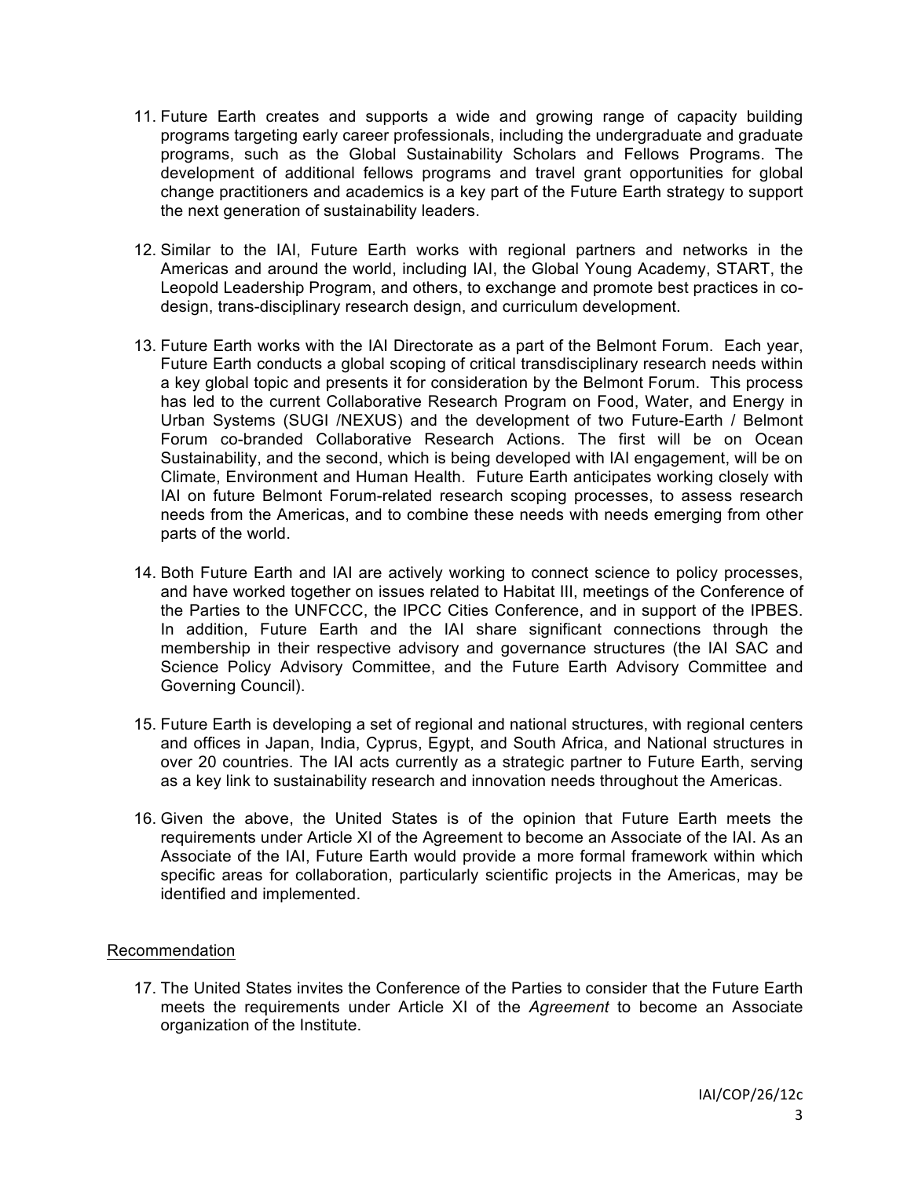11. Future Earth creates and supports a wide and growing range of capacity building programs targeting early career professionals, including the undergraduate and graduate programs, such as the Global Sustainability Scholars and Fellows Programs. The development of additional fellows programs and travel grant opportunities for global change practitioners and academics is a key part of the Future Earth strategy to support the next generation of sustainability leaders.

12. Similar to the IAI, Future Earth works with regional partners and networks in the Americas and around the world, including IAI, the Global Young Academy, START, the Leopold Leadership Program, and others, to exchange and promote best practices in co-design, trans-disciplinary research design, and curriculum development.

13. Future Earth works with the IAI Directorate as a part of the Belmont Forum. Each year, Future Earth conducts a global scoping of critical transdisciplinary research needs within a key global topic and presents it for consideration by the Belmont Forum. This process has led to the current Collaborative Research Program on Food, Water, and Energy in Urban Systems (SUGI /NEXUS) and the development of two Future-Earth / Belmont Forum co-branded Collaborative Research Actions. The first will be on Ocean Sustainability, and the second, which is being developed with IAI engagement, will be on Climate, Environment and Human Health. Future Earth anticipates working closely with IAI on future Belmont Forum-related research scoping processes, to assess research needs from the Americas, and to combine these needs with needs emerging from other parts of the world.

14. Both Future Earth and IAI are actively working to connect science to policy processes, and have worked together on issues related to Habitat III, meetings of the Conference of the Parties to the UNFCCC, the IPCC Cities Conference, and in support of the IPBES. In addition, Future Earth and the IAI share significant connections through the membership in their respective advisory and governance structures (the IAI SAC and Science Policy Advisory Committee, and the Future Earth Advisory Committee and Governing Council).

15. Future Earth is developing a set of regional and national structures, with regional centers and offices in Japan, India, Cyprus, Egypt, and South Africa, and National structures in over 20 countries. The IAI acts currently as a strategic partner to Future Earth, serving as a key link to sustainability research and innovation needs throughout the Americas.

16. Given the above, the United States is of the opinion that Future Earth meets the requirements under Article XI of the Agreement to become an Associate of the IAI. As an Associate of the IAI, Future Earth would provide a more formal framework within which specific areas for collaboration, particularly scientific projects in the Americas, may be identified and implemented.

Recommendation

17. The United States invites the Conference of the Parties to consider that the Future Earth meets the requirements under Article XI of the *Agreement* to become an Associate organization of the Institute.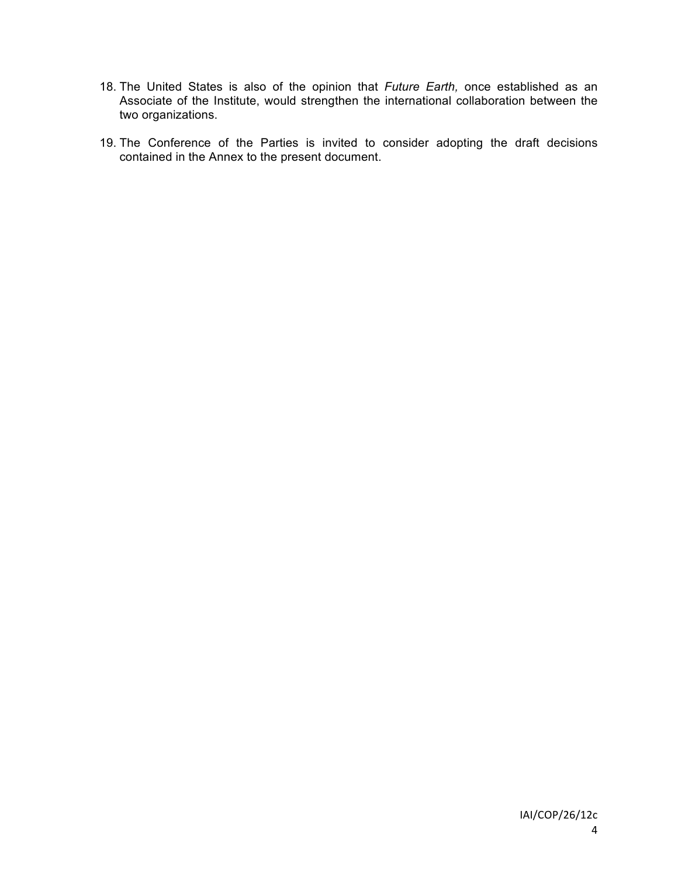18. The United States is also of the opinion that *Future Earth,* once established as an Associate of the Institute, would strengthen the international collaboration between the two organizations.

19. The Conference of the Parties is invited to consider adopting the draft decisions contained in the Annex to the present document.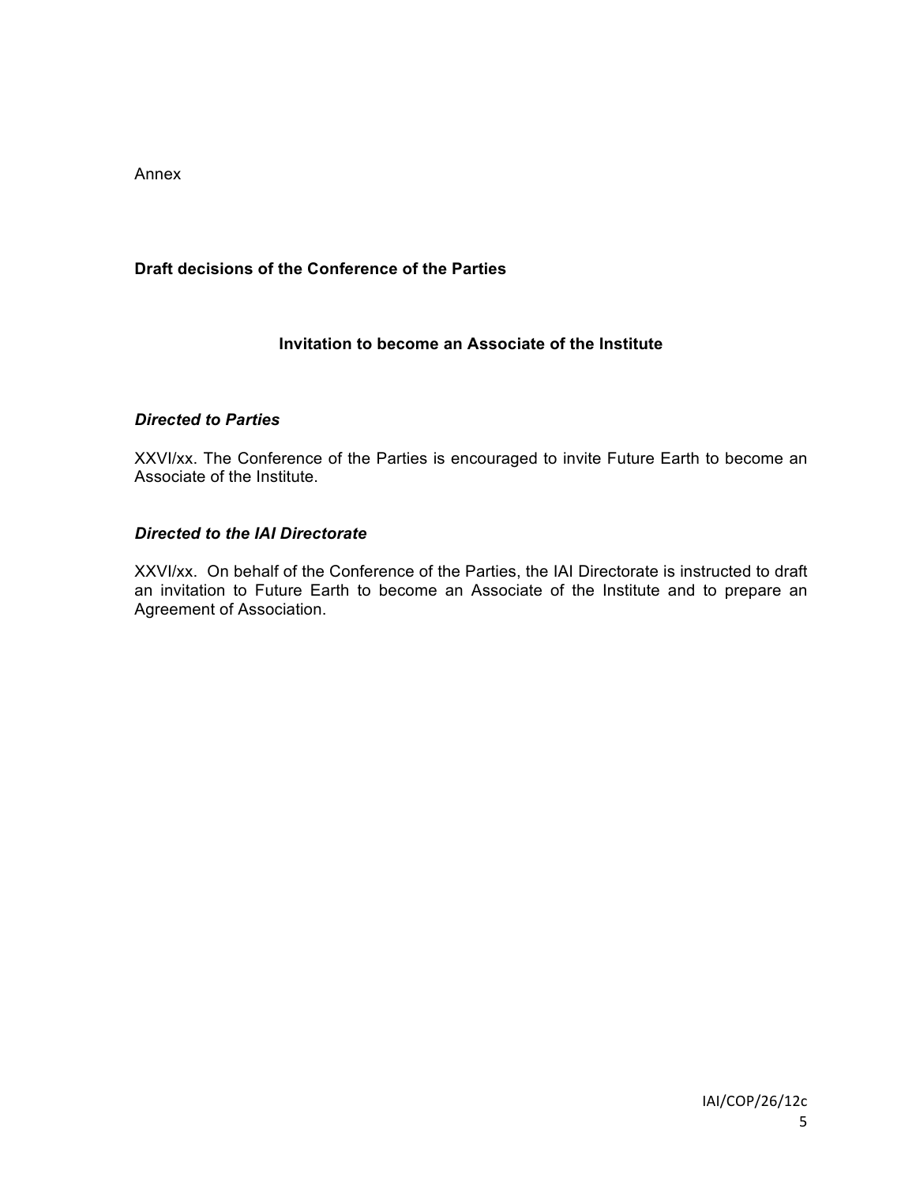Annex

## Draft decisions of the Conference of the Parties

### Invitation to become an Associate of the Institute

***Directed to Parties***

XXVI/xx. The Conference of the Parties is encouraged to invite Future Earth to become an Associate of the Institute.

***Directed to the IAI Directorate***

XXVI/xx. On behalf of the Conference of the Parties, the IAI Directorate is instructed to draft an invitation to Future Earth to become an Associate of the Institute and to prepare an Agreement of Association.